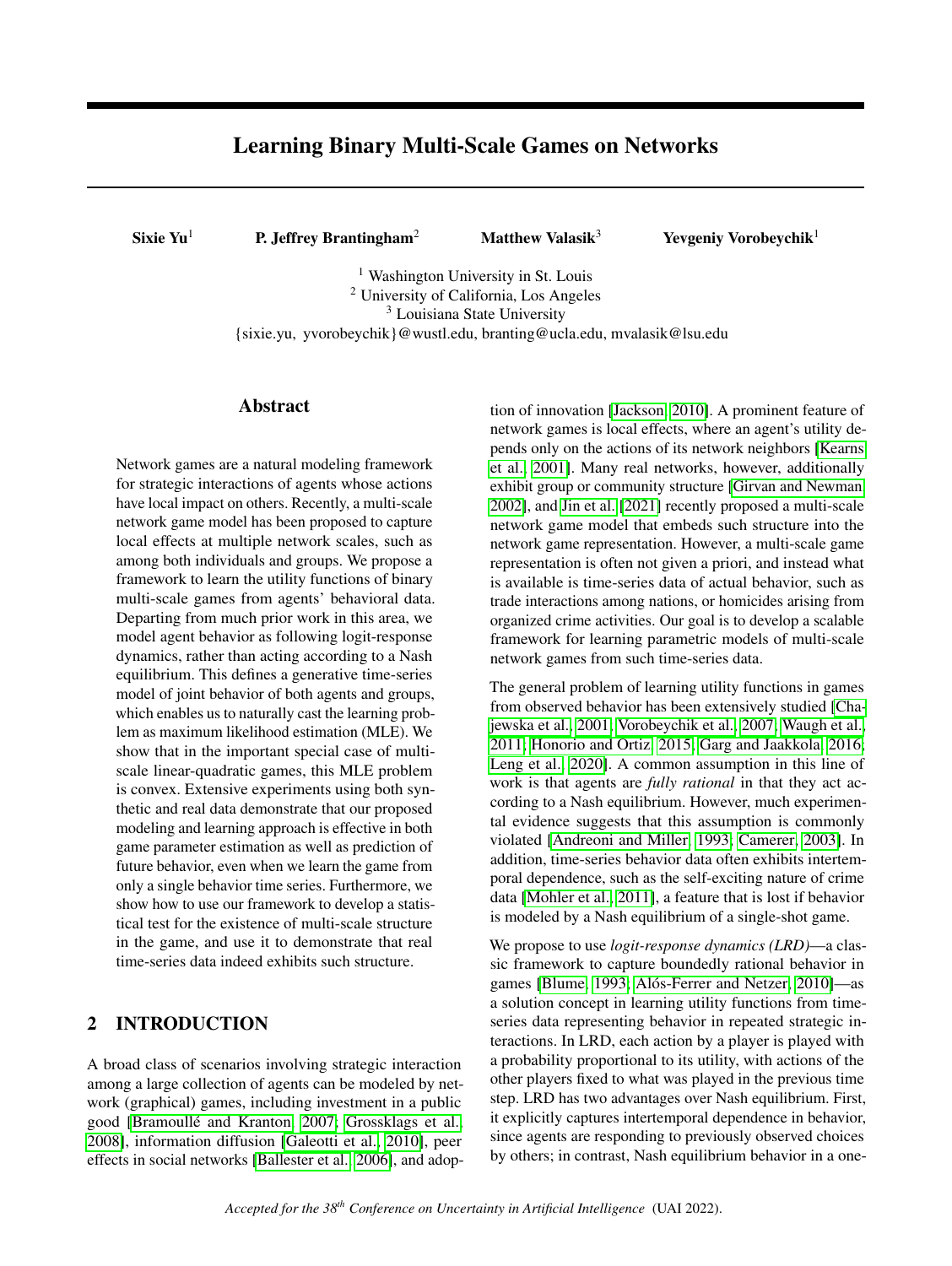# Learning Binary Multi-Scale Games on Networks

**Sixie Yu**[1] **P. Jeffrey Brantingham**[2] **Matthew Valasik**[3] **Yevgeniy Vorobeychik**[1]

[1] Washington University in St. Louis
[2] University of California, Los Angeles
[3] Louisiana State University
{sixie.yu, yvorobeychik}@wustl.edu, branting@ucla.edu, mvalasik@lsu.edu

## Abstract

Network games are a natural modeling framework for strategic interactions of agents whose actions have local impact on others. Recently, a multi-scale network game model has been proposed to capture local effects at multiple network scales, such as among both individuals and groups. We propose a framework to learn the utility functions of binary multi-scale games from agents' behavioral data. Departing from much prior work in this area, we model agent behavior as following logit-response dynamics, rather than acting according to a Nash equilibrium. This defines a generative time-series model of joint behavior of both agents and groups, which enables us to naturally cast the learning problem as maximum likelihood estimation (MLE). We show that in the important special case of multi-scale linear-quadratic games, this MLE problem is convex. Extensive experiments using both synthetic and real data demonstrate that our proposed modeling and learning approach is effective in both game parameter estimation as well as prediction of future behavior, even when we learn the game from only a single behavior time series. Furthermore, we show how to use our framework to develop a statistical test for the existence of multi-scale structure in the game, and use it to demonstrate that real time-series data indeed exhibits such structure.

## 2 INTRODUCTION

A broad class of scenarios involving strategic interaction among a large collection of agents can be modeled by network (graphical) games, including investment in a public good [Bramoullé and Kranton, 2007, Grossklags et al., 2008], information diffusion [Galeotti et al., 2010], peer effects in social networks [Ballester et al., 2006], and adoption of innovation [Jackson, 2010]. A prominent feature of network games is local effects, where an agent's utility depends only on the actions of its network neighbors [Kearns et al., 2001]. Many real networks, however, additionally exhibit group or community structure [Girvan and Newman, 2002], and Jin et al. [2021] recently proposed a multi-scale network game model that embeds such structure into the network game representation. However, a multi-scale game representation is often not given a priori, and instead what is available is time-series data of actual behavior, such as trade interactions among nations, or homicides arising from organized crime activities. Our goal is to develop a scalable framework for learning parametric models of multi-scale network games from such time-series data.

The general problem of learning utility functions in games from observed behavior has been extensively studied [Chajewska et al., 2001, Vorobeychik et al., 2007, Waugh et al., 2011, Honorio and Ortiz, 2015, Garg and Jaakkola, 2016, Leng et al., 2020]. A common assumption in this line of work is that agents are *fully rational* in that they act according to a Nash equilibrium. However, much experimental evidence suggests that this assumption is commonly violated [Andreoni and Miller, 1993, Camerer, 2003]. In addition, time-series behavior data often exhibits intertemporal dependence, such as the self-exciting nature of crime data [Mohler et al., 2011], a feature that is lost if behavior is modeled by a Nash equilibrium of a single-shot game.

We propose to use *logit-response dynamics (LRD)*—a classic framework to capture boundedly rational behavior in games [Blume, 1993, Alós-Ferrer and Netzer, 2010]—as a solution concept in learning utility functions from time-series data representing behavior in repeated strategic interactions. In LRD, each action by a player is played with a probability proportional to its utility, with actions of the other players fixed to what was played in the previous time step. LRD has two advantages over Nash equilibrium. First, it explicitly captures intertemporal dependence in behavior, since agents are responding to previously observed choices by others; in contrast, Nash equilibrium behavior in a one-

*Accepted for the 38[th] Conference on Uncertainty in Artificial Intelligence* (UAI 2022).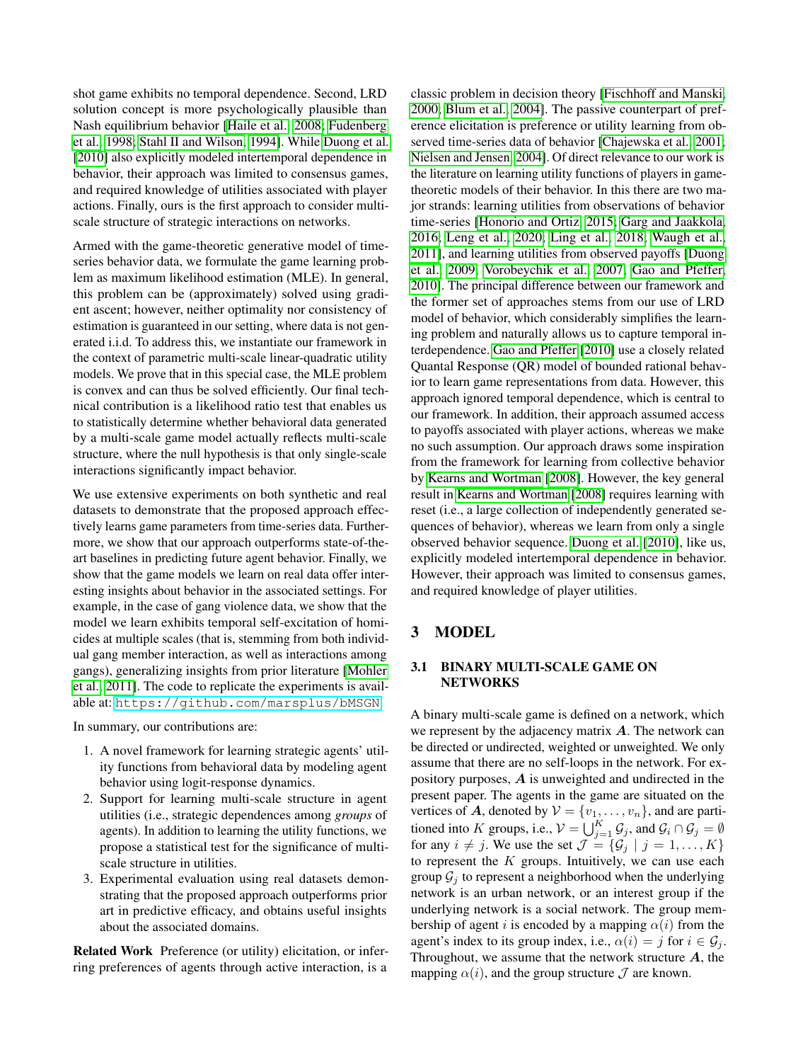shot game exhibits no temporal dependence. Second, LRD solution concept is more psychologically plausible than Nash equilibrium behavior [Haile et al., 2008; Fudenberg et al., 1998; Stahl II and Wilson, 1994]. While Duong et al. [2010] also explicitly modeled intertemporal dependence in behavior, their approach was limited to consensus games, and required knowledge of utilities associated with player actions. Finally, ours is the first approach to consider multi-scale structure of strategic interactions on networks.

Armed with the game-theoretic generative model of time-series behavior data, we formulate the game learning problem as maximum likelihood estimation (MLE). In general, this problem can be (approximately) solved using gradient ascent; however, neither optimality nor consistency of estimation is guaranteed in our setting, where data is not generated i.i.d. To address this, we instantiate our framework in the context of parametric multi-scale linear-quadratic utility models. We prove that in this special case, the MLE problem is convex and can thus be solved efficiently. Our final technical contribution is a likelihood ratio test that enables us to statistically determine whether behavioral data generated by a multi-scale game model actually reflects multi-scale structure, where the null hypothesis is that only single-scale interactions significantly impact behavior.

We use extensive experiments on both synthetic and real datasets to demonstrate that the proposed approach effectively learns game parameters from time-series data. Furthermore, we show that our approach outperforms state-of-the-art baselines in predicting future agent behavior. Finally, we show that the game models we learn on real data offer interesting insights about behavior in the associated settings. For example, in the case of gang violence data, we show that the model we learn exhibits temporal self-excitation of homicides at multiple scales (that is, stemming from both individual gang member interaction, as well as interactions among gangs), generalizing insights from prior literature [Mohler et al., 2011]. The code to replicate the experiments is available at: https://github.com/marsplus/bMSGN.

In summary, our contributions are:

1. A novel framework for learning strategic agents' utility functions from behavioral data by modeling agent behavior using logit-response dynamics.
2. Support for learning multi-scale structure in agent utilities (i.e., strategic dependences among *groups* of agents). In addition to learning the utility functions, we propose a statistical test for the significance of multi-scale structure in utilities.
3. Experimental evaluation using real datasets demonstrating that the proposed approach outperforms prior art in predictive efficacy, and obtains useful insights about the associated domains.

**Related Work** Preference (or utility) elicitation, or inferring preferences of agents through active interaction, is a classic problem in decision theory [Fischhoff and Manski, 2000; Blum et al., 2004]. The passive counterpart of preference elicitation is preference or utility learning from observed time-series data of behavior [Chajewska et al., 2001; Nielsen and Jensen, 2004]. Of direct relevance to our work is the literature on learning utility functions of players in game-theoretic models of their behavior. In this there are two major strands: learning utilities from observations of behavior time-series [Honorio and Ortiz, 2015; Garg and Jaakkola, 2016; Leng et al., 2020; Ling et al., 2018; Waugh et al., 2011], and learning utilities from observed payoffs [Duong et al., 2009; Vorobeychik et al., 2007; Gao and Pfeffer, 2010]. The principal difference between our framework and the former set of approaches stems from our use of LRD model of behavior, which considerably simplifies the learning problem and naturally allows us to capture temporal interdependence. Gao and Pfeffer [2010] use a closely related Quantal Response (QR) model of bounded rational behavior to learn game representations from data. However, this approach ignored temporal dependence, which is central to our framework. In addition, their approach assumed access to payoffs associated with player actions, whereas we make no such assumption. Our approach draws some inspiration from the framework for learning from collective behavior by Kearns and Wortman [2008]. However, the key general result in Kearns and Wortman [2008] requires learning with reset (i.e., a large collection of independently generated sequences of behavior), whereas we learn from only a single observed behavior sequence. Duong et al. [2010], like us, explicitly modeled intertemporal dependence in behavior. However, their approach was limited to consensus games, and required knowledge of player utilities.

# 3 MODEL

## 3.1 BINARY MULTI-SCALE GAME ON NETWORKS

A binary multi-scale game is defined on a network, which we represent by the adjacency matrix $\boldsymbol{A}$. The network can be directed or undirected, weighted or unweighted. We only assume that there are no self-loops in the network. For expository purposes, $\boldsymbol{A}$ is unweighted and undirected in the present paper. The agents in the game are situated on the vertices of $\boldsymbol{A}$, denoted by $\mathcal{V} = \{v_1, \ldots, v_n\}$, and are partitioned into $K$ groups, i.e., $\mathcal{V} = \bigcup_{j=1}^{K} \mathcal{G}_j$, and $\mathcal{G}_i \cap \mathcal{G}_j = \emptyset$ for any $i \neq j$. We use the set $\mathcal{J} = \{\mathcal{G}_j \mid j = 1, \ldots, K\}$ to represent the $K$ groups. Intuitively, we can use each group $\mathcal{G}_j$ to represent a neighborhood when the underlying network is an urban network, or an interest group if the underlying network is a social network. The group membership of agent $i$ is encoded by a mapping $\alpha(i)$ from the agent's index to its group index, i.e., $\alpha(i) = j$ for $i \in \mathcal{G}_j$. Throughout, we assume that the network structure $\boldsymbol{A}$, the mapping $\alpha(i)$, and the group structure $\mathcal{J}$ are known.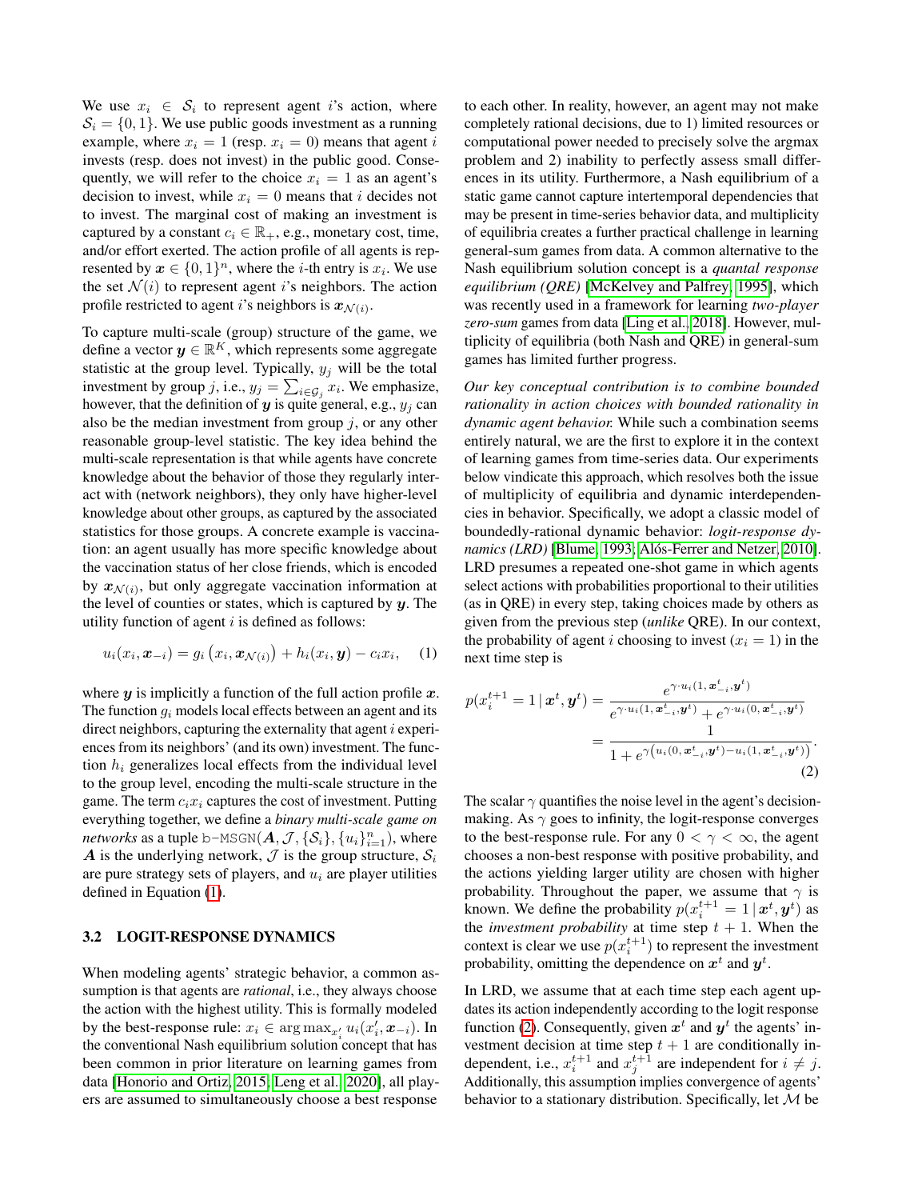We use $x_i \in \mathcal{S}_i$ to represent agent $i$'s action, where $\mathcal{S}_i = \{0, 1\}$. We use public goods investment as a running example, where $x_i = 1$ (resp. $x_i = 0$) means that agent $i$ invests (resp. does not invest) in the public good. Consequently, we will refer to the choice $x_i = 1$ as an agent's decision to invest, while $x_i = 0$ means that $i$ decides not to invest. The marginal cost of making an investment is captured by a constant $c_i \in \mathbb{R}_+$, e.g., monetary cost, time, and/or effort exerted. The action profile of all agents is represented by $\boldsymbol{x} \in \{0, 1\}^n$, where the $i$-th entry is $x_i$. We use the set $\mathcal{N}(i)$ to represent agent $i$'s neighbors. The action profile restricted to agent $i$'s neighbors is $\boldsymbol{x}_{\mathcal{N}(i)}$.

To capture multi-scale (group) structure of the game, we define a vector $\boldsymbol{y} \in \mathbb{R}^K$, which represents some aggregate statistic at the group level. Typically, $y_j$ will be the total investment by group $j$, i.e., $y_j = \sum_{i \in \mathcal{G}_j} x_i$. We emphasize, however, that the definition of $\boldsymbol{y}$ is quite general, e.g., $y_j$ can also be the median investment from group $j$, or any other reasonable group-level statistic. The key idea behind the multi-scale representation is that while agents have concrete knowledge about the behavior of those they regularly interact with (network neighbors), they only have higher-level knowledge about other groups, as captured by the associated statistics for those groups. A concrete example is vaccination: an agent usually has more specific knowledge about the vaccination status of her close friends, which is encoded by $\boldsymbol{x}_{\mathcal{N}(i)}$, but only aggregate vaccination information at the level of counties or states, which is captured by $\boldsymbol{y}$. The utility function of agent $i$ is defined as follows:

$$u_i(x_i, \boldsymbol{x}_{-i}) = g_i\left(x_i, \boldsymbol{x}_{\mathcal{N}(i)}\right) + h_i(x_i, \boldsymbol{y}) - c_i x_i, \quad (1)$$

where $\boldsymbol{y}$ is implicitly a function of the full action profile $\boldsymbol{x}$. The function $g_i$ models local effects between an agent and its direct neighbors, capturing the externality that agent $i$ experiences from its neighbors' (and its own) investment. The function $h_i$ generalizes local effects from the individual level to the group level, encoding the multi-scale structure in the game. The term $c_i x_i$ captures the cost of investment. Putting everything together, we define a *binary multi-scale game on networks* as a tuple $\texttt{b-MSGN}(\boldsymbol{A}, \mathcal{J}, \{\mathcal{S}_i\}, \{u_i\}_{i=1}^n)$, where $\boldsymbol{A}$ is the underlying network, $\mathcal{J}$ is the group structure, $\mathcal{S}_i$ are pure strategy sets of players, and $u_i$ are player utilities defined in Equation (1).

### 3.2 LOGIT-RESPONSE DYNAMICS

When modeling agents' strategic behavior, a common assumption is that agents are *rational*, i.e., they always choose the action with the highest utility. This is formally modeled by the best-response rule: $x_i \in \arg\max_{x'_i} u_i(x'_i, \boldsymbol{x}_{-i})$. In the conventional Nash equilibrium solution concept that has been common in prior literature on learning games from data [Honorio and Ortiz, 2015; Leng et al., 2020], all players are assumed to simultaneously choose a best response to each other. In reality, however, an agent may not make completely rational decisions, due to 1) limited resources or computational power needed to precisely solve the argmax problem and 2) inability to perfectly assess small differences in its utility. Furthermore, a Nash equilibrium of a static game cannot capture intertemporal dependencies that may be present in time-series behavior data, and multiplicity of equilibria creates a further practical challenge in learning general-sum games from data. A common alternative to the Nash equilibrium solution concept is a *quantal response equilibrium (QRE)* [McKelvey and Palfrey, 1995], which was recently used in a framework for learning *two-player zero-sum* games from data [Ling et al., 2018]. However, multiplicity of equilibria (both Nash and QRE) in general-sum games has limited further progress.

*Our key conceptual contribution is to combine bounded rationality in action choices with bounded rationality in dynamic agent behavior.* While such a combination seems entirely natural, we are the first to explore it in the context of learning games from time-series data. Our experiments below vindicate this approach, which resolves both the issue of multiplicity of equilibria and dynamic interdependencies in behavior. Specifically, we adopt a classic model of boundedly-rational dynamic behavior: *logit-response dynamics (LRD)* [Blume, 1993; Alós-Ferrer and Netzer, 2010]. LRD presumes a repeated one-shot game in which agents select actions with probabilities proportional to their utilities (as in QRE) in every step, taking choices made by others as given from the previous step (*unlike* QRE). In our context, the probability of agent $i$ choosing to invest ($x_i = 1$) in the next time step is

$$\begin{aligned} p(x_i^{t+1} = 1 \mid \boldsymbol{x}^t, \boldsymbol{y}^t) &= \frac{e^{\gamma \cdot u_i(1, \boldsymbol{x}_{-i}^t, \boldsymbol{y}^t)}}{e^{\gamma \cdot u_i(1, \boldsymbol{x}_{-i}^t, \boldsymbol{y}^t)} + e^{\gamma \cdot u_i(0, \boldsymbol{x}_{-i}^t, \boldsymbol{y}^t)}} \\ &= \frac{1}{1 + e^{\gamma\left(u_i(0, \boldsymbol{x}_{-i}^t, \boldsymbol{y}^t) - u_i(1, \boldsymbol{x}_{-i}^t, \boldsymbol{y}^t)\right)}}. \end{aligned} \quad (2)$$

The scalar $\gamma$ quantifies the noise level in the agent's decision-making. As $\gamma$ goes to infinity, the logit-response converges to the best-response rule. For any $0 < \gamma < \infty$, the agent chooses a non-best response with positive probability, and the actions yielding larger utility are chosen with higher probability. Throughout the paper, we assume that $\gamma$ is known. We define the probability $p(x_i^{t+1} = 1 \mid \boldsymbol{x}^t, \boldsymbol{y}^t)$ as the *investment probability* at time step $t + 1$. When the context is clear we use $p(x_i^{t+1})$ to represent the investment probability, omitting the dependence on $\boldsymbol{x}^t$ and $\boldsymbol{y}^t$.

In LRD, we assume that at each time step each agent updates its action independently according to the logit response function (2). Consequently, given $\boldsymbol{x}^t$ and $\boldsymbol{y}^t$ the agents' investment decision at time step $t + 1$ are conditionally independent, i.e., $x_i^{t+1}$ and $x_j^{t+1}$ are independent for $i \neq j$. Additionally, this assumption implies convergence of agents' behavior to a stationary distribution. Specifically, let $\mathcal{M}$ be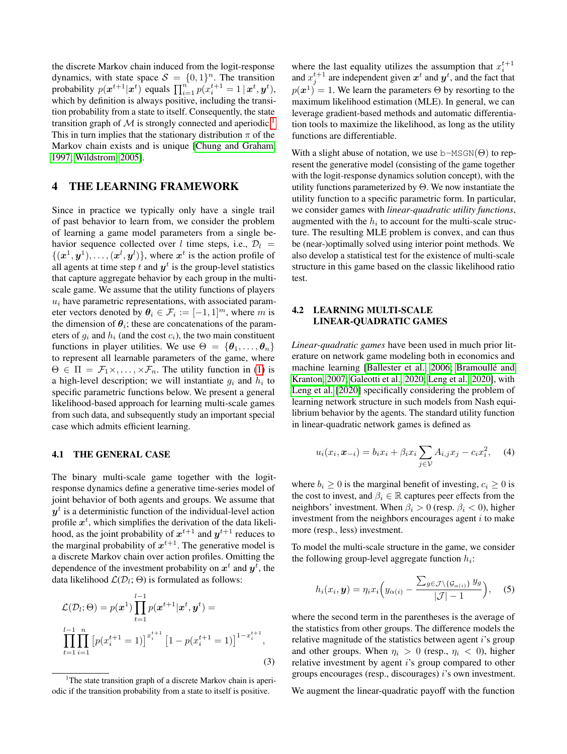the discrete Markov chain induced from the logit-response dynamics, with state space $\mathcal{S} = \{0, 1\}^n$. The transition probability $p(\boldsymbol{x}^{t+1}|\boldsymbol{x}^t)$ equals $\prod_{i=1}^{n} p(x_i^{t+1} = 1 \,|\, \boldsymbol{x}^t, \boldsymbol{y}^t)$, which by definition is always positive, including the transition probability from a state to itself. Consequently, the state transition graph of $\mathcal{M}$ is strongly connected and aperiodic.[1] This in turn implies that the stationary distribution $\pi$ of the Markov chain exists and is unique [Chung and Graham, 1997, Wildstrom, 2005].

## 4 THE LEARNING FRAMEWORK

Since in practice we typically only have a single trail of past behavior to learn from, we consider the problem of learning a game model parameters from a single behavior sequence collected over $l$ time steps, i.e., $\mathcal{D}_l = \{(\boldsymbol{x}^1, \boldsymbol{y}^1), \ldots, (\boldsymbol{x}^l, \boldsymbol{y}^l)\}$, where $\boldsymbol{x}^t$ is the action profile of all agents at time step $t$ and $\boldsymbol{y}^t$ is the group-level statistics that capture aggregate behavior by each group in the multi-scale game. We assume that the utility functions of players $u_i$ have parametric representations, with associated parameter vectors denoted by $\boldsymbol{\theta}_i \in \mathcal{F}_i := [-1, 1]^m$, where $m$ is the dimension of $\boldsymbol{\theta}_i$; these are concatenations of the parameters of $g_i$ and $h_i$ (and the cost $c_i$), the two main constituent functions in player utilities. We use $\Theta = \{\boldsymbol{\theta}_1, \ldots, \boldsymbol{\theta}_n\}$ to represent all learnable parameters of the game, where $\Theta \in \Pi = \mathcal{F}_1 \times, \ldots, \times \mathcal{F}_n$. The utility function in (1) is a high-level description; we will instantiate $g_i$ and $h_i$ to specific parametric functions below. We present a general likelihood-based approach for learning multi-scale games from such data, and subsequently study an important special case which admits efficient learning.

### 4.1 THE GENERAL CASE

The binary multi-scale game together with the logit-response dynamics define a generative time-series model of joint behavior of both agents and groups. We assume that $\boldsymbol{y}^t$ is a deterministic function of the individual-level action profile $\boldsymbol{x}^t$, which simplifies the derivation of the data likelihood, as the joint probability of $\boldsymbol{x}^{t+1}$ and $\boldsymbol{y}^{t+1}$ reduces to the marginal probability of $\boldsymbol{x}^{t+1}$. The generative model is a discrete Markov chain over action profiles. Omitting the dependence of the investment probability on $\boldsymbol{x}^t$ and $\boldsymbol{y}^t$, the data likelihood $\mathcal{L}(\mathcal{D}_l; \Theta)$ is formulated as follows:

$$
\mathcal{L}(\mathcal{D}_l; \Theta) = p(\boldsymbol{x}^1) \prod_{t=1}^{l-1} p(\boldsymbol{x}^{t+1}|\boldsymbol{x}^t, \boldsymbol{y}^t) = \prod_{t=1}^{l-1} \prod_{i=1}^{n} \left[p(x_i^{t+1} = 1)\right]^{x_i^{t+1}} \left[1 - p(x_i^{t+1} = 1)\right]^{1 - x_i^{t+1}}, \tag{3}
$$

where the last equality utilizes the assumption that $x_i^{t+1}$ and $x_j^{t+1}$ are independent given $\boldsymbol{x}^t$ and $\boldsymbol{y}^t$, and the fact that $p(\boldsymbol{x}^1) = 1$. We learn the parameters $\Theta$ by resorting to the maximum likelihood estimation (MLE). In general, we can leverage gradient-based methods and automatic differentiation tools to maximize the likelihood, as long as the utility functions are differentiable.

With a slight abuse of notation, we use b-MSGN($\Theta$) to represent the generative model (consisting of the game together with the logit-response dynamics solution concept), with the utility functions parameterized by $\Theta$. We now instantiate the utility function to a specific parametric form. In particular, we consider games with *linear-quadratic utility functions*, augmented with the $h_i$ to account for the multi-scale structure. The resulting MLE problem is convex, and can thus be (near-)optimally solved using interior point methods. We also develop a statistical test for the existence of multi-scale structure in this game based on the classic likelihood ratio test.

### 4.2 LEARNING MULTI-SCALE LINEAR-QUADRATIC GAMES

*Linear-quadratic games* have been used in much prior literature on network game modeling both in economics and machine learning [Ballester et al., 2006, Bramoullé and Kranton, 2007, Galeotti et al., 2020, Leng et al., 2020], with Leng et al. [2020] specifically considering the problem of learning network structure in such models from Nash equilibrium behavior by the agents. The standard utility function in linear-quadratic network games is defined as

$$
u_i(x_i, \boldsymbol{x}_{-i}) = b_i x_i + \beta_i x_i \sum_{j \in \mathcal{V}} A_{i,j} x_j - c_i x_i^2, \tag{4}
$$

where $b_i \geq 0$ is the marginal benefit of investing, $c_i \geq 0$ is the cost to invest, and $\beta_i \in \mathbb{R}$ captures peer effects from the neighbors' investment. When $\beta_i > 0$ (resp. $\beta_i < 0$), higher investment from the neighbors encourages agent $i$ to make more (resp., less) investment.

To model the multi-scale structure in the game, we consider the following group-level aggregate function $h_i$:

$$
h_i(x_i, \boldsymbol{y}) = \eta_i x_i \Big( y_{\alpha(i)} - \frac{\sum_{g \in \mathcal{J} \setminus \{\mathcal{G}_{\alpha(i)}\}} y_g}{|\mathcal{J}| - 1} \Big), \tag{5}
$$

where the second term in the parentheses is the average of the statistics from other groups. The difference models the relative magnitude of the statistics between agent $i$'s group and other groups. When $\eta_i > 0$ (resp., $\eta_i < 0$), higher relative investment by agent $i$'s group compared to other groups encourages (resp., discourages) $i$'s own investment.

We augment the linear-quadratic payoff with the function

[1] The state transition graph of a discrete Markov chain is aperiodic if the transition probability from a state to itself is positive.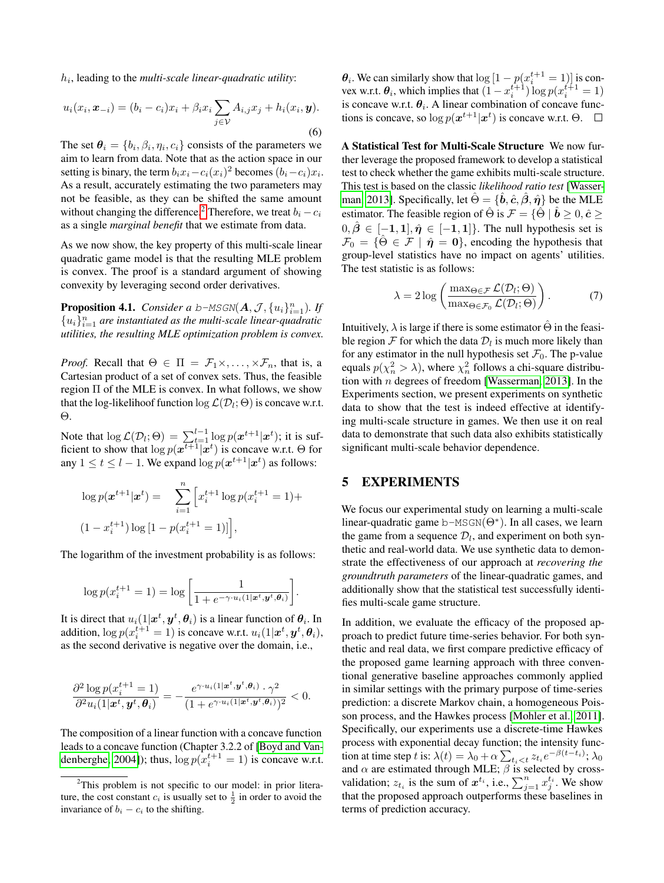$h_i$, leading to the *multi-scale linear-quadratic utility*:

$$u_i(x_i, \boldsymbol{x}_{-i}) = (b_i - c_i)x_i + \beta_i x_i \sum_{j \in \mathcal{V}} A_{i,j} x_j + h_i(x_i, \boldsymbol{y}). \tag{6}$$

The set $\boldsymbol{\theta}_i = \{b_i, \beta_i, \eta_i, c_i\}$ consists of the parameters we aim to learn from data. Note that as the action space in our setting is binary, the term $b_i x_i - c_i(x_i)^2$ becomes $(b_i - c_i)x_i$. As a result, accurately estimating the two parameters may not be feasible, as they can be shifted the same amount without changing the difference.[2] Therefore, we treat $b_i - c_i$ as a single *marginal benefit* that we estimate from data.

As we now show, the key property of this multi-scale linear quadratic game model is that the resulting MLE problem is convex. The proof is a standard argument of showing convexity by leveraging second order derivatives.

**Proposition 4.1.** *Consider a* b-MSGN$(\boldsymbol{A}, \mathcal{J}, \{u_i\}_{i=1}^n)$*. If* $\{u_i\}_{i=1}^n$ *are instantiated as the multi-scale linear-quadratic utilities, the resulting MLE optimization problem is convex.*

*Proof.* Recall that $\Theta \in \Pi = \mathcal{F}_1 \times, \ldots, \times \mathcal{F}_n$, that is, a Cartesian product of a set of convex sets. Thus, the feasible region $\Pi$ of the MLE is convex. In what follows, we show that the log-likelihood function $\log \mathcal{L}(\mathcal{D}_l; \Theta)$ is concave w.r.t. $\Theta$.

Note that $\log \mathcal{L}(\mathcal{D}_l; \Theta) = \sum_{t=1}^{l-1} \log p(\boldsymbol{x}^{t+1}|\boldsymbol{x}^t)$; it is sufficient to show that $\log p(\boldsymbol{x}^{t+1}|\boldsymbol{x}^t)$ is concave w.r.t. $\Theta$ for any $1 \leq t \leq l-1$. We expand $\log p(\boldsymbol{x}^{t+1}|\boldsymbol{x}^t)$ as follows:

$$\log p(\boldsymbol{x}^{t+1}|\boldsymbol{x}^t) = \sum_{i=1}^{n} \Big[ x_i^{t+1} \log p(x_i^{t+1} = 1) + (1 - x_i^{t+1}) \log \left[1 - p(x_i^{t+1} = 1)\right] \Big],$$

The logarithm of the investment probability is as follows:

$$\log p(x_i^{t+1} = 1) = \log \left[ \frac{1}{1 + e^{-\gamma \cdot u_i(1|\boldsymbol{x}^t, \boldsymbol{y}^t, \boldsymbol{\theta}_i)}} \right].$$

It is direct that $u_i(1|\boldsymbol{x}^t, \boldsymbol{y}^t, \boldsymbol{\theta}_i)$ is a linear function of $\boldsymbol{\theta}_i$. In addition, $\log p(x_i^{t+1} = 1)$ is concave w.r.t. $u_i(1|\boldsymbol{x}^t, \boldsymbol{y}^t, \boldsymbol{\theta}_i)$, as the second derivative is negative over the domain, i.e.,

$$\frac{\partial^2 \log p(x_i^{t+1} = 1)}{\partial^2 u_i(1|\boldsymbol{x}^t, \boldsymbol{y}^t, \boldsymbol{\theta}_i)} = -\frac{e^{\gamma \cdot u_i(1|\boldsymbol{x}^t, \boldsymbol{y}^t, \boldsymbol{\theta}_i)} \cdot \gamma^2}{(1 + e^{\gamma \cdot u_i(1|\boldsymbol{x}^t, \boldsymbol{y}^t, \boldsymbol{\theta}_i)})^2} < 0.$$

The composition of a linear function with a concave function leads to a concave function (Chapter 3.2.2 of [Boyd and Vandenberghe, 2004]); thus, $\log p(x_i^{t+1} = 1)$ is concave w.r.t. $\boldsymbol{\theta}_i$. We can similarly show that $\log\left[1 - p(x_i^{t+1} = 1)\right]$ is convex w.r.t. $\boldsymbol{\theta}_i$, which implies that $(1 - x_i^{t+1}) \log p(x_i^{t+1} = 1)$ is concave w.r.t. $\boldsymbol{\theta}_i$. A linear combination of concave functions is concave, so $\log p(\boldsymbol{x}^{t+1}|\boldsymbol{x}^t)$ is concave w.r.t. $\Theta$. □

[2] This problem is not specific to our model: in prior literature, the cost constant $c_i$ is usually set to $\frac{1}{2}$ in order to avoid the invariance of $b_i - c_i$ to the shifting.

**A Statistical Test for Multi-Scale Structure** We now further leverage the proposed framework to develop a statistical test to check whether the game exhibits multi-scale structure. This test is based on the classic *likelihood ratio test* [Wasserman, 2013]. Specifically, let $\hat{\Theta} = \{\hat{\boldsymbol{b}}, \hat{\boldsymbol{c}}, \hat{\boldsymbol{\beta}}, \hat{\boldsymbol{\eta}}\}$ be the MLE estimator. The feasible region of $\hat{\Theta}$ is $\mathcal{F} = \{\hat{\Theta} \mid \hat{\boldsymbol{b}} \geq 0, \hat{\boldsymbol{c}} \geq 0, \hat{\boldsymbol{\beta}} \in [-\boldsymbol{1}, \boldsymbol{1}], \hat{\boldsymbol{\eta}} \in [-\boldsymbol{1}, \boldsymbol{1}]\}$. The null hypothesis set is $\mathcal{F}_0 = \{\hat{\Theta} \in \mathcal{F} \mid \hat{\boldsymbol{\eta}} = \boldsymbol{0}\}$, encoding the hypothesis that group-level statistics have no impact on agents' utilities. The test statistic is as follows:

$$\lambda = 2 \log \left( \frac{\max_{\Theta \in \mathcal{F}} \mathcal{L}(\mathcal{D}_l; \Theta)}{\max_{\Theta \in \mathcal{F}_0} \mathcal{L}(\mathcal{D}_l; \Theta)} \right). \tag{7}$$

Intuitively, $\lambda$ is large if there is some estimator $\hat{\Theta}$ in the feasible region $\mathcal{F}$ for which the data $\mathcal{D}_l$ is much more likely than for any estimator in the null hypothesis set $\mathcal{F}_0$. The p-value equals $p(\chi_n^2 > \lambda)$, where $\chi_n^2$ follows a chi-square distribution with $n$ degrees of freedom [Wasserman, 2013]. In the Experiments section, we present experiments on synthetic data to show that the test is indeed effective at identifying multi-scale structure in games. We then use it on real data to demonstrate that such data also exhibits statistically significant multi-scale behavior dependence.

## 5 EXPERIMENTS

We focus our experimental study on learning a multi-scale linear-quadratic game b-MSGN$(\Theta^*)$. In all cases, we learn the game from a sequence $\mathcal{D}_l$, and experiment on both synthetic and real-world data. We use synthetic data to demonstrate the effectiveness of our approach at *recovering the groundtruth parameters* of the linear-quadratic games, and additionally show that the statistical test successfully identifies multi-scale game structure.

In addition, we evaluate the efficacy of the proposed approach to predict future time-series behavior. For both synthetic and real data, we first compare predictive efficacy of the proposed game learning approach with three conventional generative baseline approaches commonly applied in similar settings with the primary purpose of time-series prediction: a discrete Markov chain, a homogeneous Poisson process, and the Hawkes process [Mohler et al., 2011]. Specifically, our experiments use a discrete-time Hawkes process with exponential decay function; the intensity function at time step $t$ is: $\lambda(t) = \lambda_0 + \alpha \sum_{t_i < t} z_{t_i} e^{-\beta(t - t_i)}$; $\lambda_0$ and $\alpha$ are estimated through MLE; $\beta$ is selected by cross-validation; $z_{t_i}$ is the sum of $\boldsymbol{x}^{t_i}$, i.e., $\sum_{j=1}^n x_j^{t_i}$. We show that the proposed approach outperforms these baselines in terms of prediction accuracy.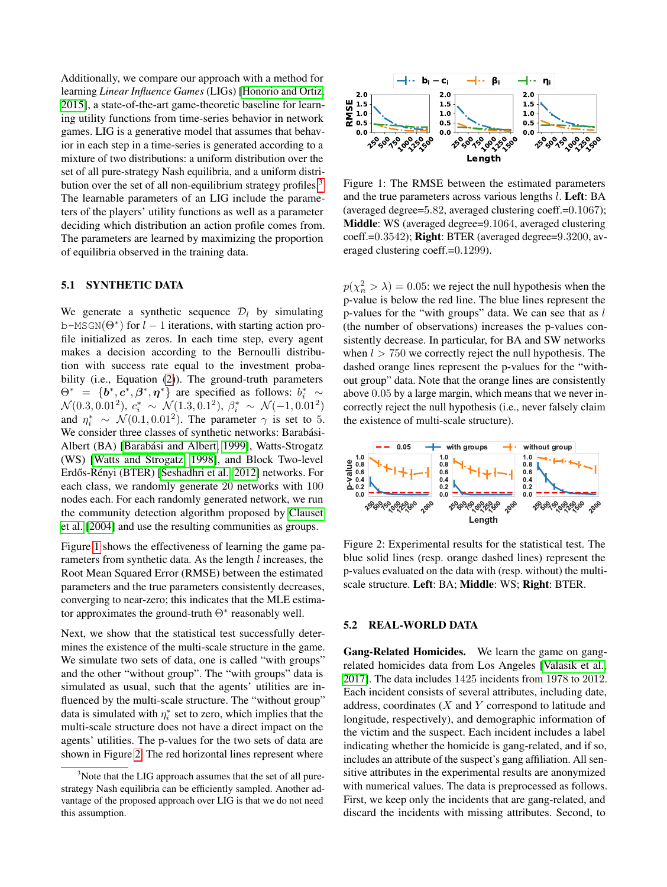Additionally, we compare our approach with a method for learning *Linear Influence Games* (LIGs) [Honorio and Ortiz, 2015], a state-of-the-art game-theoretic baseline for learning utility functions from time-series behavior in network games. LIG is a generative model that assumes that behavior in each step in a time-series is generated according to a mixture of two distributions: a uniform distribution over the set of all pure-strategy Nash equilibria, and a uniform distribution over the set of all non-equilibrium strategy profiles.[3] The learnable parameters of an LIG include the parameters of the players' utility functions as well as a parameter deciding which distribution an action profile comes from. The parameters are learned by maximizing the proportion of equilibria observed in the training data.

### 5.1 SYNTHETIC DATA

We generate a synthetic sequence $\mathcal{D}_l$ by simulating b-MSGN($\Theta^*$) for $l-1$ iterations, with starting action profile initialized as zeros. In each time step, every agent makes a decision according to the Bernoulli distribution with success rate equal to the investment probability (i.e., Equation (2)). The ground-truth parameters $\Theta^* = \{\boldsymbol{b}^*, \boldsymbol{c}^*, \boldsymbol{\beta}^*, \boldsymbol{\eta}^*\}$ are specified as follows: $b_i^* \sim \mathcal{N}(0.3, 0.01^2)$, $c_i^* \sim \mathcal{N}(1.3, 0.1^2)$, $\beta_i^* \sim \mathcal{N}(-1, 0.01^2)$ and $\eta_i^* \sim \mathcal{N}(0.1, 0.01^2)$. The parameter $\gamma$ is set to 5. We consider three classes of synthetic networks: Barabási-Albert (BA) [Barabási and Albert, 1999], Watts-Strogatz (WS) [Watts and Strogatz, 1998], and Block Two-level Erdős-Rényi (BTER) [Seshadhri et al., 2012] networks. For each class, we randomly generate 20 networks with 100 nodes each. For each randomly generated network, we run the community detection algorithm proposed by [Clauset et al., 2004] and use the resulting communities as groups.

Figure 1 shows the effectiveness of learning the game parameters from synthetic data. As the length $l$ increases, the Root Mean Squared Error (RMSE) between the estimated parameters and the true parameters consistently decreases, converging to near-zero; this indicates that the MLE estimator approximates the ground-truth $\Theta^*$ reasonably well.

Next, we show that the statistical test successfully determines the existence of the multi-scale structure in the game. We simulate two sets of data, one is called "with groups" and the other "without group". The "with groups" data is simulated as usual, such that the agents' utilities are influenced by the multi-scale structure. The "without group" data is simulated with $\eta_i^*$ set to zero, which implies that the multi-scale structure does not have a direct impact on the agents' utilities. The p-values for the two sets of data are shown in Figure 2. The red horizontal lines represent where $p(\chi_n^2 > \lambda) = 0.05$: we reject the null hypothesis when the p-value is below the red line. The blue lines represent the p-values for the "with groups" data. We can see that as $l$ (the number of observations) increases the p-values consistently decrease. In particular, for BA and SW networks when $l > 750$ we correctly reject the null hypothesis. The dashed orange lines represent the p-values for the "without group" data. Note that the orange lines are consistently above 0.05 by a large margin, which means that we never incorrectly reject the null hypothesis (i.e., never falsely claim the existence of multi-scale structure).

Figure 1: The RMSE between the estimated parameters and the true parameters across various lengths $l$. **Left**: BA (averaged degree=5.82, averaged clustering coeff.=0.1067); **Middle**: WS (averaged degree=9.1064, averaged clustering coeff.=0.3542); **Right**: BTER (averaged degree=9.3200, averaged clustering coeff.=0.1299).

Figure 2: Experimental results for the statistical test. The blue solid lines (resp. orange dashed lines) represent the p-values evaluated on the data with (resp. without) the multi-scale structure. **Left**: BA; **Middle**: WS; **Right**: BTER.

### 5.2 REAL-WORLD DATA

**Gang-Related Homicides.** We learn the game on gang-related homicides data from Los Angeles [Valasik et al., 2017]. The data includes 1425 incidents from 1978 to 2012. Each incident consists of several attributes, including date, address, coordinates ($X$ and $Y$ correspond to latitude and longitude, respectively), and demographic information of the victim and the suspect. Each incident includes a label indicating whether the homicide is gang-related, and if so, includes an attribute of the suspect's gang affiliation. All sensitive attributes in the experimental results are anonymized with numerical values. The data is preprocessed as follows. First, we keep only the incidents that are gang-related, and discard the incidents with missing attributes. Second, to

[3] Note that the LIG approach assumes that the set of all pure-strategy Nash equilibria can be efficiently sampled. Another advantage of the proposed approach over LIG is that we do not need this assumption.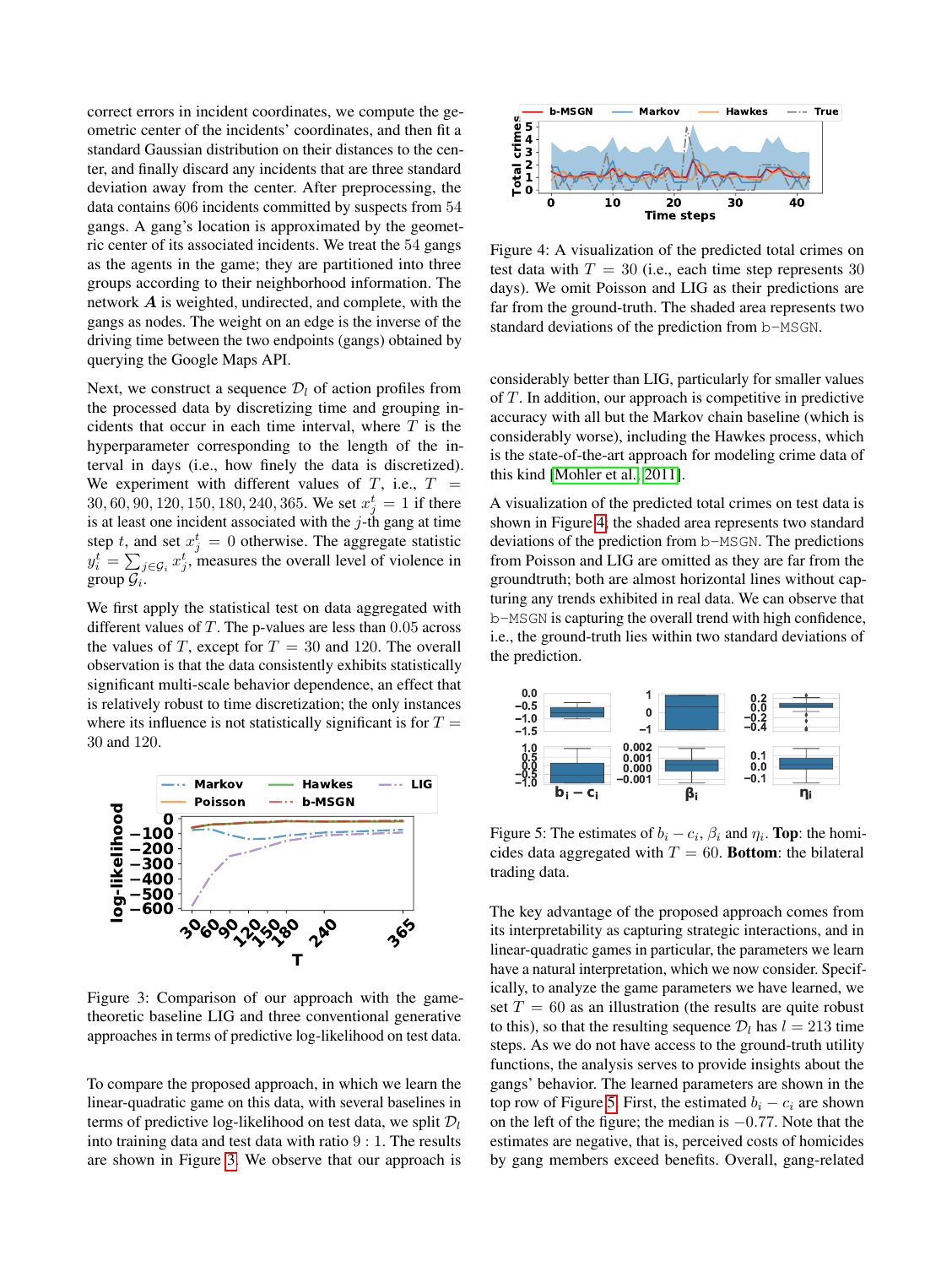correct errors in incident coordinates, we compute the geometric center of the incidents' coordinates, and then fit a standard Gaussian distribution on their distances to the center, and finally discard any incidents that are three standard deviation away from the center. After preprocessing, the data contains 606 incidents committed by suspects from 54 gangs. A gang's location is approximated by the geometric center of its associated incidents. We treat the 54 gangs as the agents in the game; they are partitioned into three groups according to their neighborhood information. The network $\boldsymbol{A}$ is weighted, undirected, and complete, with the gangs as nodes. The weight on an edge is the inverse of the driving time between the two endpoints (gangs) obtained by querying the Google Maps API.

Next, we construct a sequence $\mathcal{D}_l$ of action profiles from the processed data by discretizing time and grouping incidents that occur in each time interval, where $T$ is the hyperparameter corresponding to the length of the interval in days (i.e., how finely the data is discretized). We experiment with different values of $T$, i.e., $T = 30, 60, 90, 120, 150, 180, 240, 365$. We set $x_j^t = 1$ if there is at least one incident associated with the $j$-th gang at time step $t$, and set $x_j^t = 0$ otherwise. The aggregate statistic $y_i^t = \sum_{j \in \mathcal{G}_i} x_j^t$, measures the overall level of violence in group $\mathcal{G}_i$.

We first apply the statistical test on data aggregated with different values of $T$. The p-values are less than 0.05 across the values of $T$, except for $T = 30$ and 120. The overall observation is that the data consistently exhibits statistically significant multi-scale behavior dependence, an effect that is relatively robust to time discretization; the only instances where its influence is not statistically significant is for $T = 30$ and 120.

Figure 3: Comparison of our approach with the game-theoretic baseline LIG and three conventional generative approaches in terms of predictive log-likelihood on test data.

To compare the proposed approach, in which we learn the linear-quadratic game on this data, with several baselines in terms of predictive log-likelihood on test data, we split $\mathcal{D}_l$ into training data and test data with ratio $9:1$. The results are shown in Figure 3. We observe that our approach is considerably better than LIG, particularly for smaller values of $T$. In addition, our approach is competitive in predictive accuracy with all but the Markov chain baseline (which is considerably worse), including the Hawkes process, which is the state-of-the-art approach for modeling crime data of this kind [Mohler et al., 2011].

Figure 4: A visualization of the predicted total crimes on test data with $T = 30$ (i.e., each time step represents 30 days). We omit Poisson and LIG as their predictions are far from the ground-truth. The shaded area represents two standard deviations of the prediction from b-MSGN.

A visualization of the predicted total crimes on test data is shown in Figure 4; the shaded area represents two standard deviations of the prediction from b-MSGN. The predictions from Poisson and LIG are omitted as they are far from the groundtruth; both are almost horizontal lines without capturing any trends exhibited in real data. We can observe that b-MSGN is capturing the overall trend with high confidence, i.e., the ground-truth lies within two standard deviations of the prediction.

Figure 5: The estimates of $b_i - c_i$, $\beta_i$ and $\eta_i$. **Top**: the homicides data aggregated with $T = 60$. **Bottom**: the bilateral trading data.

The key advantage of the proposed approach comes from its interpretability as capturing strategic interactions, and in linear-quadratic games in particular, the parameters we learn have a natural interpretation, which we now consider. Specifically, to analyze the game parameters we have learned, we set $T = 60$ as an illustration (the results are quite robust to this), so that the resulting sequence $\mathcal{D}_l$ has $l = 213$ time steps. As we do not have access to the ground-truth utility functions, the analysis serves to provide insights about the gangs' behavior. The learned parameters are shown in the top row of Figure 5. First, the estimated $b_i - c_i$ are shown on the left of the figure; the median is $-0.77$. Note that the estimates are negative, that is, perceived costs of homicides by gang members exceed benefits. Overall, gang-related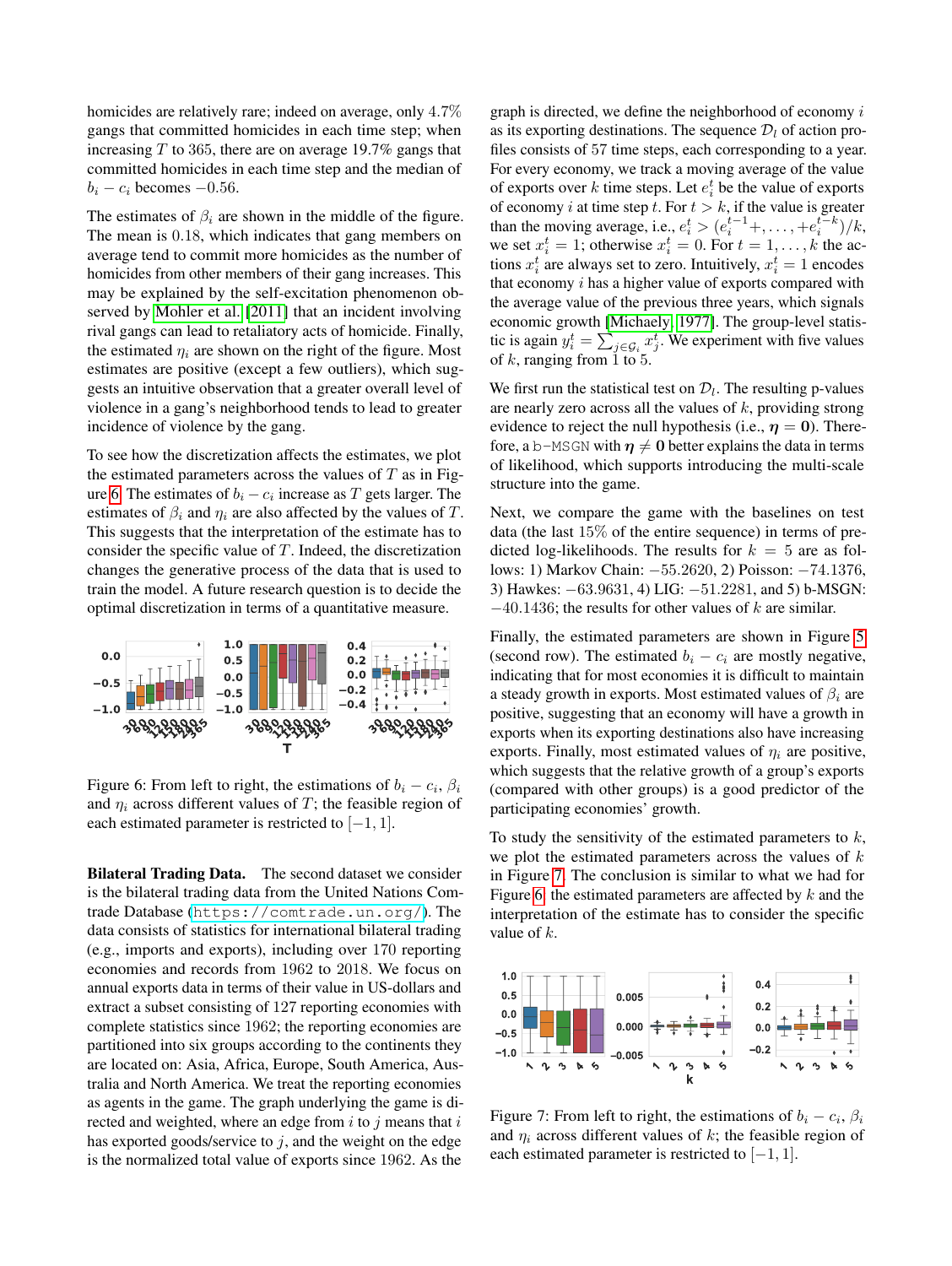homicides are relatively rare; indeed on average, only 4.7% gangs that committed homicides in each time step; when increasing $T$ to 365, there are on average 19.7% gangs that committed homicides in each time step and the median of $b_i - c_i$ becomes $-0.56$.

The estimates of $\beta_i$ are shown in the middle of the figure. The mean is 0.18, which indicates that gang members on average tend to commit more homicides as the number of homicides from other members of their gang increases. This may be explained by the self-excitation phenomenon observed by Mohler et al. [2011] that an incident involving rival gangs can lead to retaliatory acts of homicide. Finally, the estimated $\eta_i$ are shown on the right of the figure. Most estimates are positive (except a few outliers), which suggests an intuitive observation that a greater overall level of violence in a gang's neighborhood tends to lead to greater incidence of violence by the gang.

To see how the discretization affects the estimates, we plot the estimated parameters across the values of $T$ as in Figure 6. The estimates of $b_i - c_i$ increase as $T$ gets larger. The estimates of $\beta_i$ and $\eta_i$ are also affected by the values of $T$. This suggests that the interpretation of the estimate has to consider the specific value of $T$. Indeed, the discretization changes the generative process of the data that is used to train the model. A future research question is to decide the optimal discretization in terms of a quantitative measure.

Figure 6: From left to right, the estimations of $b_i - c_i$, $\beta_i$ and $\eta_i$ across different values of $T$; the feasible region of each estimated parameter is restricted to $[-1, 1]$.

**Bilateral Trading Data.** The second dataset we consider is the bilateral trading data from the United Nations Comtrade Database (https://comtrade.un.org/). The data consists of statistics for international bilateral trading (e.g., imports and exports), including over 170 reporting economies and records from 1962 to 2018. We focus on annual exports data in terms of their value in US-dollars and extract a subset consisting of 127 reporting economies with complete statistics since 1962; the reporting economies are partitioned into six groups according to the continents they are located on: Asia, Africa, Europe, South America, Australia and North America. We treat the reporting economies as agents in the game. The graph underlying the game is directed and weighted, where an edge from $i$ to $j$ means that $i$ has exported goods/service to $j$, and the weight on the edge is the normalized total value of exports since 1962. As the graph is directed, we define the neighborhood of economy $i$ as its exporting destinations. The sequence $\mathcal{D}_l$ of action profiles consists of 57 time steps, each corresponding to a year. For every economy, we track a moving average of the value of exports over $k$ time steps. Let $e_i^t$ be the value of exports of economy $i$ at time step $t$. For $t > k$, if the value is greater than the moving average, i.e., $e_i^t > (e_i^{t-1} +, \ldots, + e_i^{t-k})/k$, we set $x_i^t = 1$; otherwise $x_i^t = 0$. For $t = 1, \ldots, k$ the actions $x_i^t$ are always set to zero. Intuitively, $x_i^t = 1$ encodes that economy $i$ has a higher value of exports compared with the average value of the previous three years, which signals economic growth [Michaely, 1977]. The group-level statistic is again $y_i^t = \sum_{j \in \mathcal{G}_i} x_j^t$. We experiment with five values of $k$, ranging from 1 to 5.

We first run the statistical test on $\mathcal{D}_l$. The resulting p-values are nearly zero across all the values of $k$, providing strong evidence to reject the null hypothesis (i.e., $\boldsymbol{\eta} = \mathbf{0}$). Therefore, a b-MSGN with $\boldsymbol{\eta} \neq \mathbf{0}$ better explains the data in terms of likelihood, which supports introducing the multi-scale structure into the game.

Next, we compare the game with the baselines on test data (the last 15% of the entire sequence) in terms of predicted log-likelihoods. The results for $k = 5$ are as follows: 1) Markov Chain: $-55.2620$, 2) Poisson: $-74.1376$, 3) Hawkes: $-63.9631$, 4) LIG: $-51.2281$, and 5) b-MSGN: $-40.1436$; the results for other values of $k$ are similar.

Finally, the estimated parameters are shown in Figure 5 (second row). The estimated $b_i - c_i$ are mostly negative, indicating that for most economies it is difficult to maintain a steady growth in exports. Most estimated values of $\beta_i$ are positive, suggesting that an economy will have a growth in exports when its exporting destinations also have increasing exports. Finally, most estimated values of $\eta_i$ are positive, which suggests that the relative growth of a group's exports (compared with other groups) is a good predictor of the participating economies' growth.

To study the sensitivity of the estimated parameters to $k$, we plot the estimated parameters across the values of $k$ in Figure 7. The conclusion is similar to what we had for Figure 6: the estimated parameters are affected by $k$ and the interpretation of the estimate has to consider the specific value of $k$.

Figure 7: From left to right, the estimations of $b_i - c_i$, $\beta_i$ and $\eta_i$ across different values of $k$; the feasible region of each estimated parameter is restricted to $[-1, 1]$.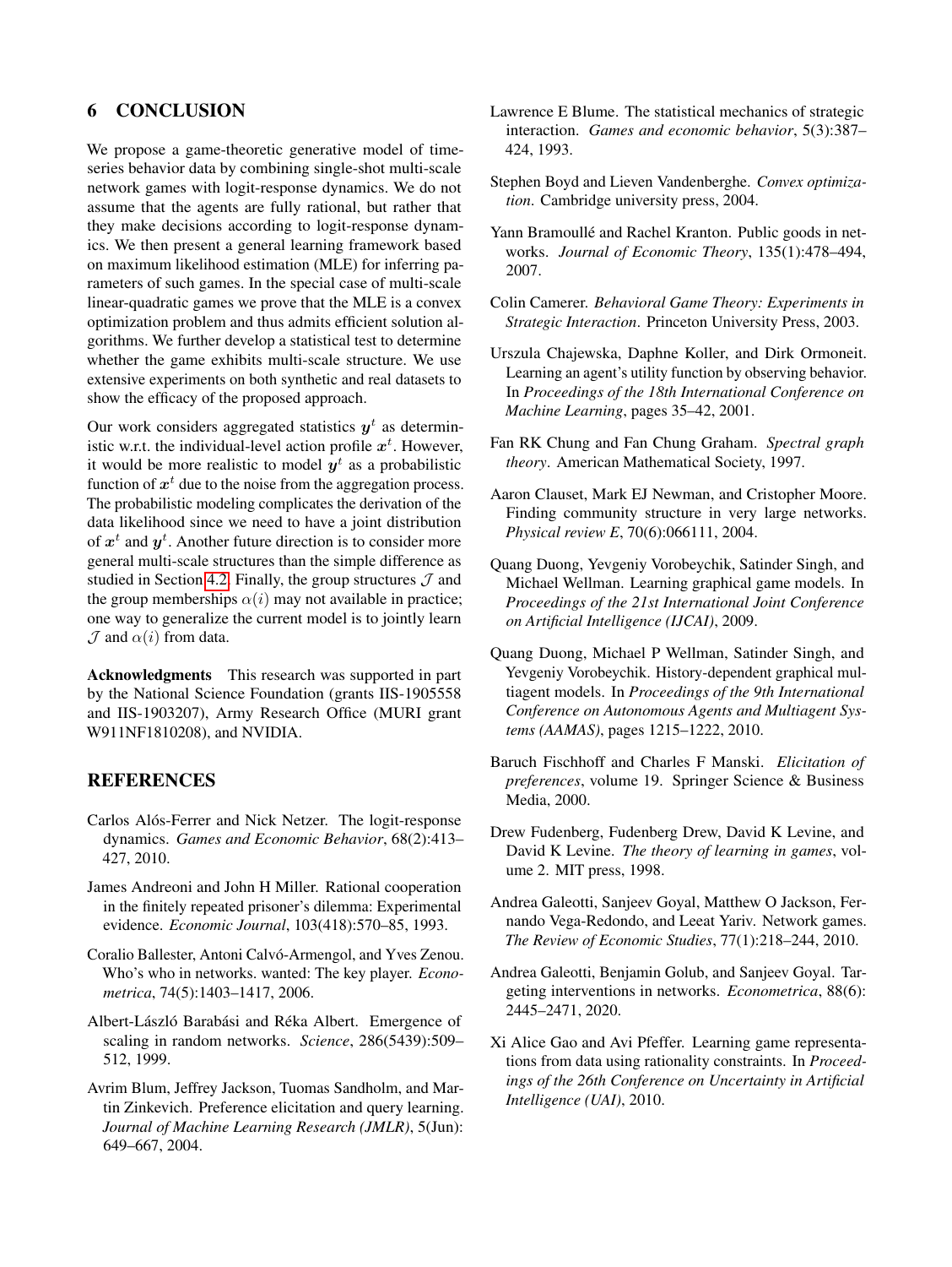## 6 CONCLUSION

We propose a game-theoretic generative model of time-series behavior data by combining single-shot multi-scale network games with logit-response dynamics. We do not assume that the agents are fully rational, but rather that they make decisions according to logit-response dynamics. We then present a general learning framework based on maximum likelihood estimation (MLE) for inferring parameters of such games. In the special case of multi-scale linear-quadratic games we prove that the MLE is a convex optimization problem and thus admits efficient solution algorithms. We further develop a statistical test to determine whether the game exhibits multi-scale structure. We use extensive experiments on both synthetic and real datasets to show the efficacy of the proposed approach.

Our work considers aggregated statistics $\boldsymbol{y}^t$ as deterministic w.r.t. the individual-level action profile $\boldsymbol{x}^t$. However, it would be more realistic to model $\boldsymbol{y}^t$ as a probabilistic function of $\boldsymbol{x}^t$ due to the noise from the aggregation process. The probabilistic modeling complicates the derivation of the data likelihood since we need to have a joint distribution of $\boldsymbol{x}^t$ and $\boldsymbol{y}^t$. Another future direction is to consider more general multi-scale structures than the simple difference as studied in Section 4.2. Finally, the group structures $\mathcal{J}$ and the group memberships $\alpha(i)$ may not available in practice; one way to generalize the current model is to jointly learn $\mathcal{J}$ and $\alpha(i)$ from data.

**Acknowledgments** This research was supported in part by the National Science Foundation (grants IIS-1905558 and IIS-1903207), Army Research Office (MURI grant W911NF1810208), and NVIDIA.

## REFERENCES

Carlos Alós-Ferrer and Nick Netzer. The logit-response dynamics. *Games and Economic Behavior*, 68(2):413–427, 2010.

James Andreoni and John H Miller. Rational cooperation in the finitely repeated prisoner's dilemma: Experimental evidence. *Economic Journal*, 103(418):570–85, 1993.

Coralio Ballester, Antoni Calvó-Armengol, and Yves Zenou. Who's who in networks. wanted: The key player. *Econometrica*, 74(5):1403–1417, 2006.

Albert-László Barabási and Réka Albert. Emergence of scaling in random networks. *Science*, 286(5439):509–512, 1999.

Avrim Blum, Jeffrey Jackson, Tuomas Sandholm, and Martin Zinkevich. Preference elicitation and query learning. *Journal of Machine Learning Research (JMLR)*, 5(Jun):649–667, 2004.

Lawrence E Blume. The statistical mechanics of strategic interaction. *Games and economic behavior*, 5(3):387–424, 1993.

Stephen Boyd and Lieven Vandenberghe. *Convex optimization*. Cambridge university press, 2004.

Yann Bramoullé and Rachel Kranton. Public goods in networks. *Journal of Economic Theory*, 135(1):478–494, 2007.

Colin Camerer. *Behavioral Game Theory: Experiments in Strategic Interaction*. Princeton University Press, 2003.

Urszula Chajewska, Daphne Koller, and Dirk Ormoneit. Learning an agent's utility function by observing behavior. In *Proceedings of the 18th International Conference on Machine Learning*, pages 35–42, 2001.

Fan RK Chung and Fan Chung Graham. *Spectral graph theory*. American Mathematical Society, 1997.

Aaron Clauset, Mark EJ Newman, and Cristopher Moore. Finding community structure in very large networks. *Physical review E*, 70(6):066111, 2004.

Quang Duong, Yevgeniy Vorobeychik, Satinder Singh, and Michael Wellman. Learning graphical game models. In *Proceedings of the 21st International Joint Conference on Artificial Intelligence (IJCAI)*, 2009.

Quang Duong, Michael P Wellman, Satinder Singh, and Yevgeniy Vorobeychik. History-dependent graphical multiagent models. In *Proceedings of the 9th International Conference on Autonomous Agents and Multiagent Systems (AAMAS)*, pages 1215–1222, 2010.

Baruch Fischhoff and Charles F Manski. *Elicitation of preferences*, volume 19. Springer Science & Business Media, 2000.

Drew Fudenberg, Fudenberg Drew, David K Levine, and David K Levine. *The theory of learning in games*, volume 2. MIT press, 1998.

Andrea Galeotti, Sanjeev Goyal, Matthew O Jackson, Fernando Vega-Redondo, and Leeat Yariv. Network games. *The Review of Economic Studies*, 77(1):218–244, 2010.

Andrea Galeotti, Benjamin Golub, and Sanjeev Goyal. Targeting interventions in networks. *Econometrica*, 88(6):2445–2471, 2020.

Xi Alice Gao and Avi Pfeffer. Learning game representations from data using rationality constraints. In *Proceedings of the 26th Conference on Uncertainty in Artificial Intelligence (UAI)*, 2010.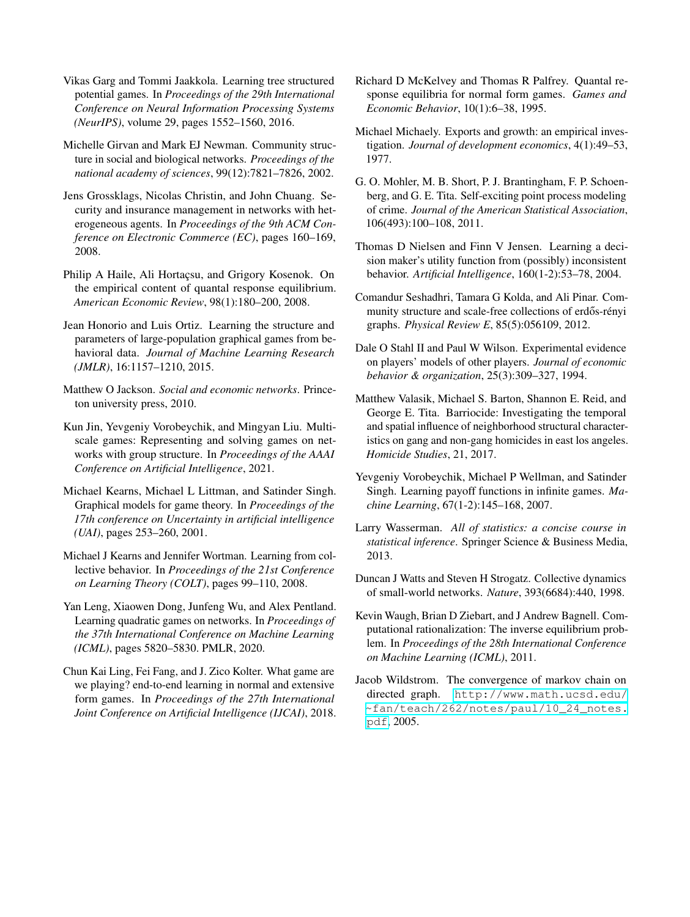Vikas Garg and Tommi Jaakkola. Learning tree structured potential games. In *Proceedings of the 29th International Conference on Neural Information Processing Systems (NeurIPS)*, volume 29, pages 1552–1560, 2016.

Michelle Girvan and Mark EJ Newman. Community structure in social and biological networks. *Proceedings of the national academy of sciences*, 99(12):7821–7826, 2002.

Jens Grossklags, Nicolas Christin, and John Chuang. Security and insurance management in networks with heterogeneous agents. In *Proceedings of the 9th ACM Conference on Electronic Commerce (EC)*, pages 160–169, 2008.

Philip A Haile, Ali Hortaçsu, and Grigory Kosenok. On the empirical content of quantal response equilibrium. *American Economic Review*, 98(1):180–200, 2008.

Jean Honorio and Luis Ortiz. Learning the structure and parameters of large-population graphical games from behavioral data. *Journal of Machine Learning Research (JMLR)*, 16:1157–1210, 2015.

Matthew O Jackson. *Social and economic networks*. Princeton university press, 2010.

Kun Jin, Yevgeniy Vorobeychik, and Mingyan Liu. Multiscale games: Representing and solving games on networks with group structure. In *Proceedings of the AAAI Conference on Artificial Intelligence*, 2021.

Michael Kearns, Michael L Littman, and Satinder Singh. Graphical models for game theory. In *Proceedings of the 17th conference on Uncertainty in artificial intelligence (UAI)*, pages 253–260, 2001.

Michael J Kearns and Jennifer Wortman. Learning from collective behavior. In *Proceedings of the 21st Conference on Learning Theory (COLT)*, pages 99–110, 2008.

Yan Leng, Xiaowen Dong, Junfeng Wu, and Alex Pentland. Learning quadratic games on networks. In *Proceedings of the 37th International Conference on Machine Learning (ICML)*, pages 5820–5830. PMLR, 2020.

Chun Kai Ling, Fei Fang, and J. Zico Kolter. What game are we playing? end-to-end learning in normal and extensive form games. In *Proceedings of the 27th International Joint Conference on Artificial Intelligence (IJCAI)*, 2018.

Richard D McKelvey and Thomas R Palfrey. Quantal response equilibria for normal form games. *Games and Economic Behavior*, 10(1):6–38, 1995.

Michael Michaely. Exports and growth: an empirical investigation. *Journal of development economics*, 4(1):49–53, 1977.

G. O. Mohler, M. B. Short, P. J. Brantingham, F. P. Schoenberg, and G. E. Tita. Self-exciting point process modeling of crime. *Journal of the American Statistical Association*, 106(493):100–108, 2011.

Thomas D Nielsen and Finn V Jensen. Learning a decision maker's utility function from (possibly) inconsistent behavior. *Artificial Intelligence*, 160(1-2):53–78, 2004.

Comandur Seshadhri, Tamara G Kolda, and Ali Pinar. Community structure and scale-free collections of erdős-rényi graphs. *Physical Review E*, 85(5):056109, 2012.

Dale O Stahl II and Paul W Wilson. Experimental evidence on players' models of other players. *Journal of economic behavior & organization*, 25(3):309–327, 1994.

Matthew Valasik, Michael S. Barton, Shannon E. Reid, and George E. Tita. Barriocide: Investigating the temporal and spatial influence of neighborhood structural characteristics on gang and non-gang homicides in east los angeles. *Homicide Studies*, 21, 2017.

Yevgeniy Vorobeychik, Michael P Wellman, and Satinder Singh. Learning payoff functions in infinite games. *Machine Learning*, 67(1-2):145–168, 2007.

Larry Wasserman. *All of statistics: a concise course in statistical inference*. Springer Science & Business Media, 2013.

Duncan J Watts and Steven H Strogatz. Collective dynamics of small-world networks. *Nature*, 393(6684):440, 1998.

Kevin Waugh, Brian D Ziebart, and J Andrew Bagnell. Computational rationalization: The inverse equilibrium problem. In *Proceedings of the 28th International Conference on Machine Learning (ICML)*, 2011.

Jacob Wildstrom. The convergence of markov chain on directed graph. http://www.math.ucsd.edu/~fan/teach/262/notes/paul/10_24_notes.pdf, 2005.